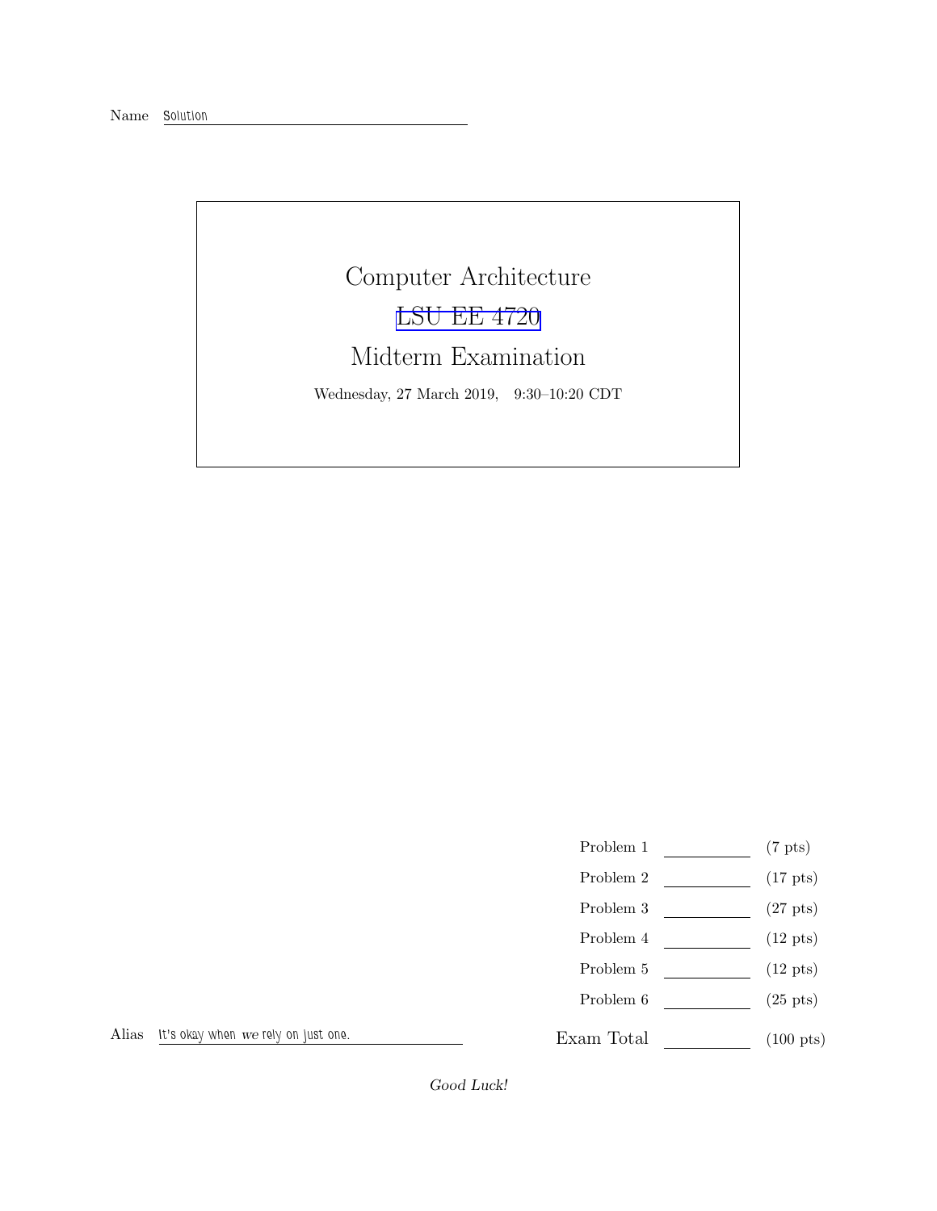Name Solution

# Computer Architecture

## LSU EE 4720

## Midterm Examination

Wednesday, 27 March 2019, 9:30–10:20 CDT

| | | |
|---|---|---|
| Problem 1 | | (7 pts) |
| Problem 2 | | (17 pts) |
| Problem 3 | | (27 pts) |
| Problem 4 | | (12 pts) |
| Problem 5 | | (12 pts) |
| Problem 6 | | (25 pts) |
| Exam Total | | (100 pts) |

Alias It's okay when *we* rely on just one.

*Good Luck!*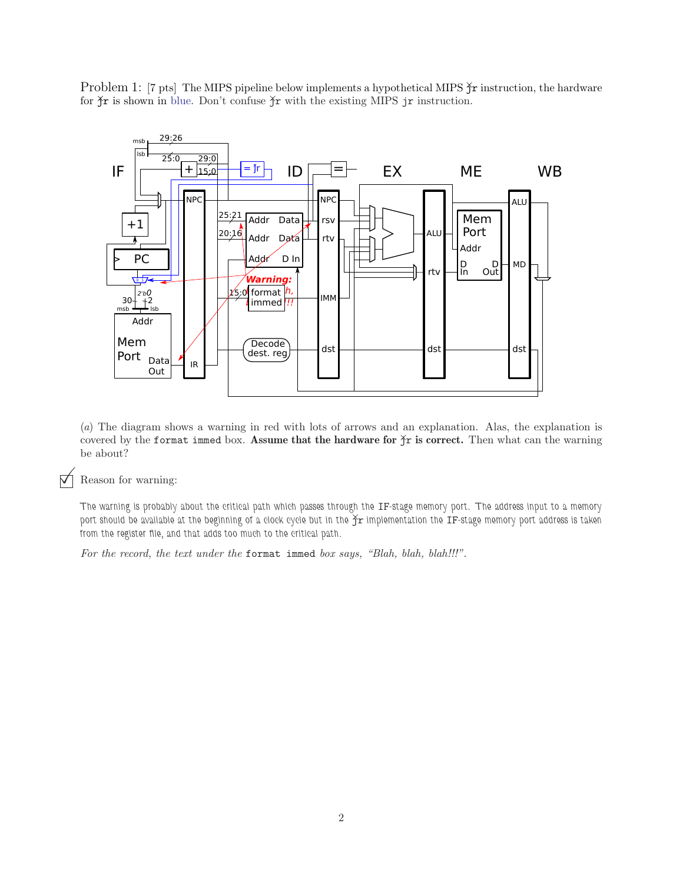Problem 1: [7 pts] The MIPS pipeline below implements a hypothetical MIPS `ǰr` instruction, the hardware for `ǰr` is shown in blue. Don't confuse `ǰr` with the existing MIPS `jr` instruction.

(*a*) The diagram shows a warning in red with lots of arrows and an explanation. Alas, the explanation is covered by the `format immed` box. **Assume that the hardware for `ǰr` is correct.** Then what can the warning be about?

☑ Reason for warning:

The warning is probably about the critical path which passes through the IF-stage memory port. The address input to a memory port should be available at the beginning of a clock cycle but in the `ǰr` implementation the IF-stage memory port address is taken from the register file, and that adds too much to the critical path.

*For the record, the text under the* `format immed` *box says, "Blah, blah, blah!!!".*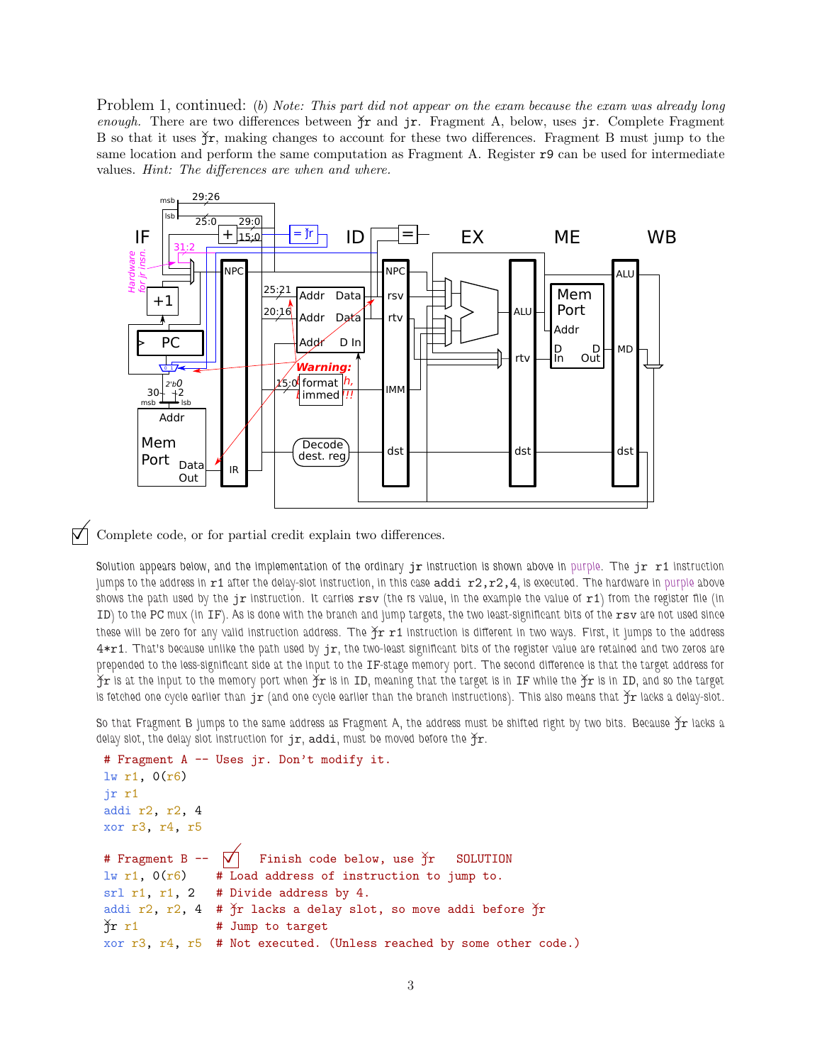Problem 1, continued: (b) *Note: This part did not appear on the exam because the exam was already long enough.* There are two differences between ĵr and jr. Fragment A, below, uses jr. Complete Fragment B so that it uses ĵr, making changes to account for these two differences. Fragment B must jump to the same location and perform the same computation as Fragment A. Register r9 can be used for intermediate values. *Hint: The differences are when and where.*

☑ Complete code, or for partial credit explain two differences.

Solution appears below, and the implementation of the ordinary jr instruction is shown above in purple. The jr r1 instruction jumps to the address in r1 after the delay-slot instruction, in this case addi r2,r2,4, is executed. The hardware in purple above shows the path used by the jr instruction. It carries rsv (the rs value, in the example the value of r1) from the register file (in ID) to the PC mux (in IF). As is done with the branch and jump targets, the two least-significant bits of the rsv are not used since these will be zero for any valid instruction address. The ĵr r1 instruction is different in two ways. First, it jumps to the address 4*r1. That's because unlike the path used by jr, the two-least significant bits of the register value are retained and two zeros are prepended to the less-significant side at the input to the IF-stage memory port. The second difference is that the target address for ĵr is at the input to the memory port when ĵr is in ID, meaning that the target is in IF while the ĵr is in ID, and so the target is fetched one cycle earlier than jr (and one cycle earlier than the branch instructions). This also means that ĵr lacks a delay-slot.

So that Fragment B jumps to the same address as Fragment A, the address must be shifted right by two bits. Because ĵr lacks a delay slot, the delay slot instruction for jr, addi, must be moved before the ĵr.

```
# Fragment A -- Uses jr. Don't modify it.
lw r1, 0(r6)
jr r1
addi r2, r2, 4
xor r3, r4, r5

# Fragment B -- ☑ Finish code below, use ĵr   SOLUTION
lw r1, 0(r6)      # Load address of instruction to jump to.
srl r1, r1, 2     # Divide address by 4.
addi r2, r2, 4    # ĵr lacks a delay slot, so move addi before ĵr
ĵr r1             # Jump to target
xor r3, r4, r5    # Not executed. (Unless reached by some other code.)
```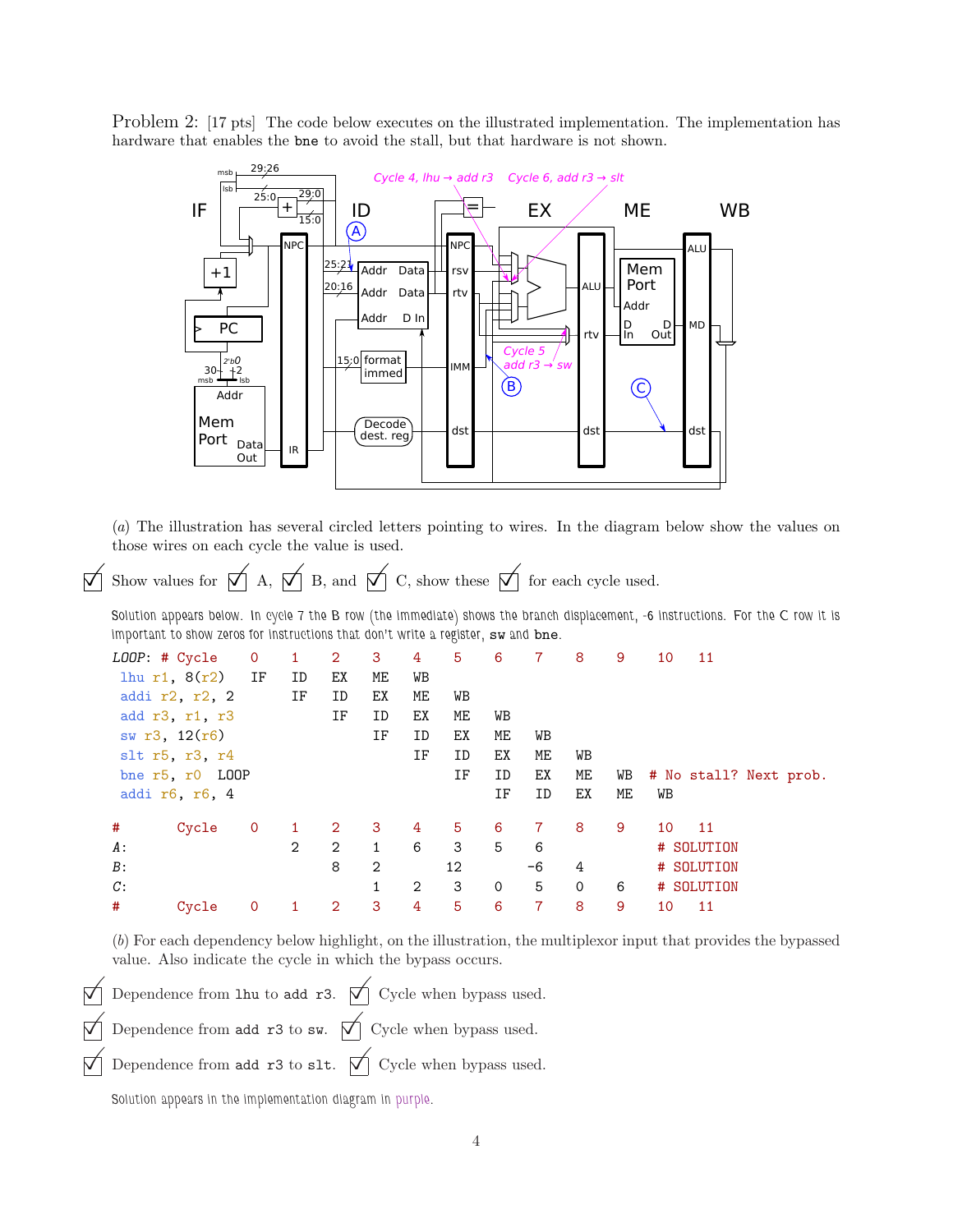Problem 2: [17 pts] The code below executes on the illustrated implementation. The implementation has hardware that enables the `bne` to avoid the stall, but that hardware is not shown.

(*a*) The illustration has several circled letters pointing to wires. In the diagram below show the values on those wires on each cycle the value is used.

☑ Show values for ☑ A, ☑ B, and ☑ C, show these ☑ for each cycle used.

Solution appears below. In cycle 7 the B row (the immediate) shows the branch displacement, -6 instructions. For the C row it is important to show zeros for instructions that don't write a register, `sw` and `bne`.

```
LOOP: # Cycle     0    1    2    3    4    5    6    7    8    9    10   11
 lhu r1, 8(r2)    IF   ID   EX   ME   WB
 addi r2, r2, 2        IF   ID   EX   ME   WB
 add r3, r1, r3             IF   ID   EX   ME   WB
 sw r3, 12(r6)                   IF   ID   EX   ME   WB
 slt r5, r3, r4                       IF   ID   EX   ME   WB
 bne r5, r0  LOOP                          IF   ID   EX   ME   WB   # No stall? Next prob.
 addi r6, r6, 4                                 IF   ID   EX   ME   WB

#      Cycle      0    1    2    3    4    5    6    7    8    9    10   11
A:                     2    2    1    6    3    5    6              # SOLUTION
B:                          8    2         12        -6   4         # SOLUTION
C:                               1    2    3    0    5    0    6    # SOLUTION
#      Cycle      0    1    2    3    4    5    6    7    8    9    10   11
```

(*b*) For each dependency below highlight, on the illustration, the multiplexor input that provides the bypassed value. Also indicate the cycle in which the bypass occurs.

☑ Dependence from `lhu` to `add r3`. ☑ Cycle when bypass used.

☑ Dependence from `add r3` to `sw`. ☑ Cycle when bypass used.

☑ Dependence from `add r3` to `slt`. ☑ Cycle when bypass used.

Solution appears in the implementation diagram in purple.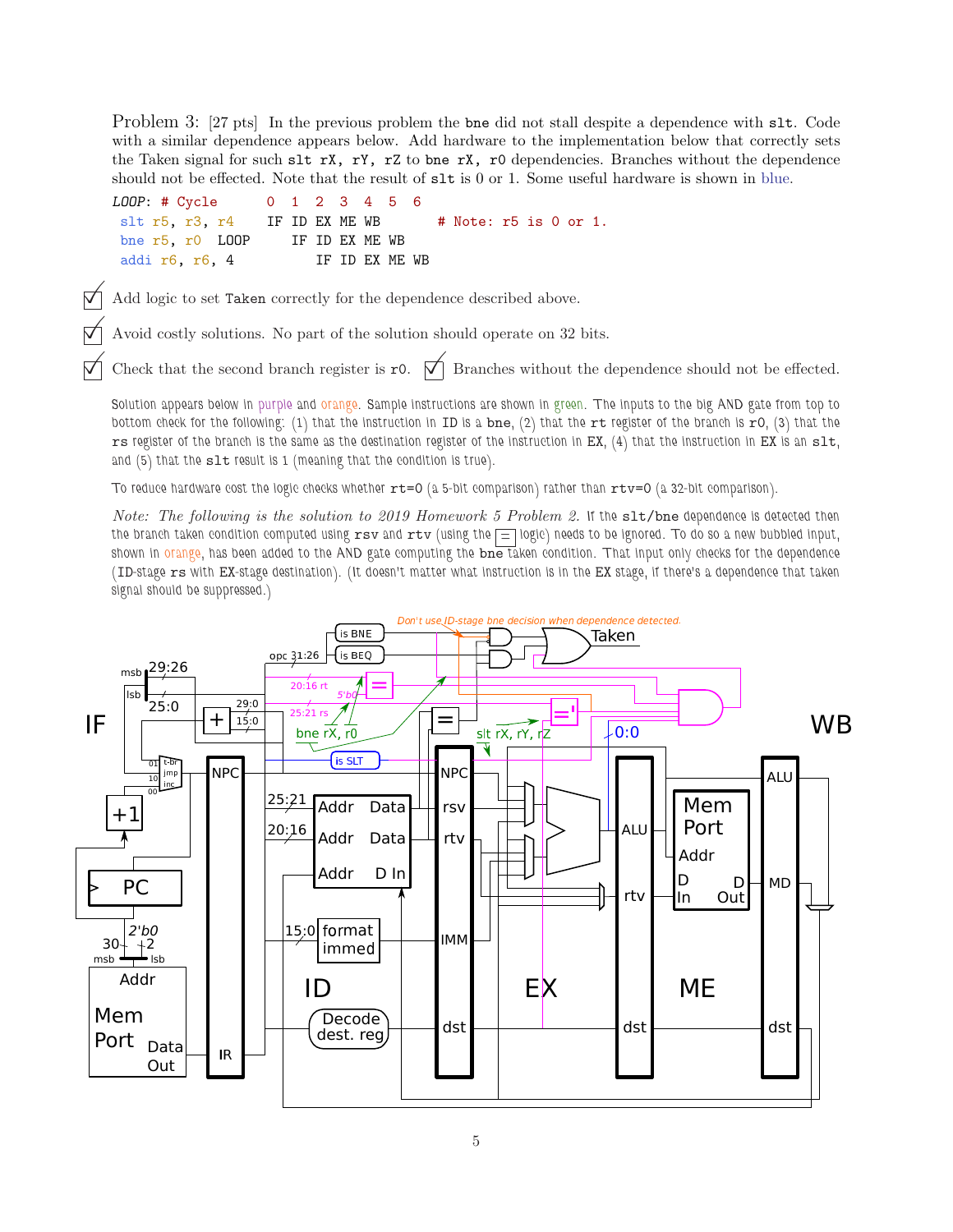**Problem 3:** [27 pts] In the previous problem the `bne` did not stall despite a dependence with `slt`. Code with a similar dependence appears below. Add hardware to the implementation below that correctly sets the Taken signal for such `slt rX, rY, rZ` to `bne rX, r0` dependencies. Branches without the dependence should not be effected. Note that the result of `slt` is 0 or 1. Some useful hardware is shown in blue.

```
LOOP: # Cycle      0  1  2  3  4  5  6
 slt r5, r3, r4    IF ID EX ME WB        # Note: r5 is 0 or 1.
 bne r5, r0  LOOP     IF ID EX ME WB
 addi r6, r6, 4          IF ID EX ME WB
```

- [x] Add logic to set `Taken` correctly for the dependence described above.
- [x] Avoid costly solutions. No part of the solution should operate on 32 bits.
- [x] Check that the second branch register is `r0`.
- [x] Branches without the dependence should not be effected.

Solution appears below in purple and orange. Sample instructions are shown in green. The inputs to the big AND gate from top to bottom check for the following: (1) that the instruction in ID is a `bne`, (2) that the `rt` register of the branch is `r0`, (3) that the `rs` register of the branch is the same as the destination register of the instruction in EX, (4) that the instruction in EX is an `slt`, and (5) that the `slt` result is 1 (meaning that the condition is true).

To reduce hardware cost the logic checks whether `rt=0` (a 5-bit comparison) rather than `rtv=0` (a 32-bit comparison).

*Note: The following is the solution to 2019 Homework 5 Problem 2.* If the `slt`/`bne` dependence is detected then the branch taken condition computed using `rsv` and `rtv` (using the = logic) needs to be ignored. To do so a new bubbled input, shown in orange, has been added to the AND gate computing the `bne` taken condition. That input only checks for the dependence (ID-stage `rs` with EX-stage destination). (It doesn't matter what instruction is in the EX stage, if there's a dependence that taken signal should be suppressed.)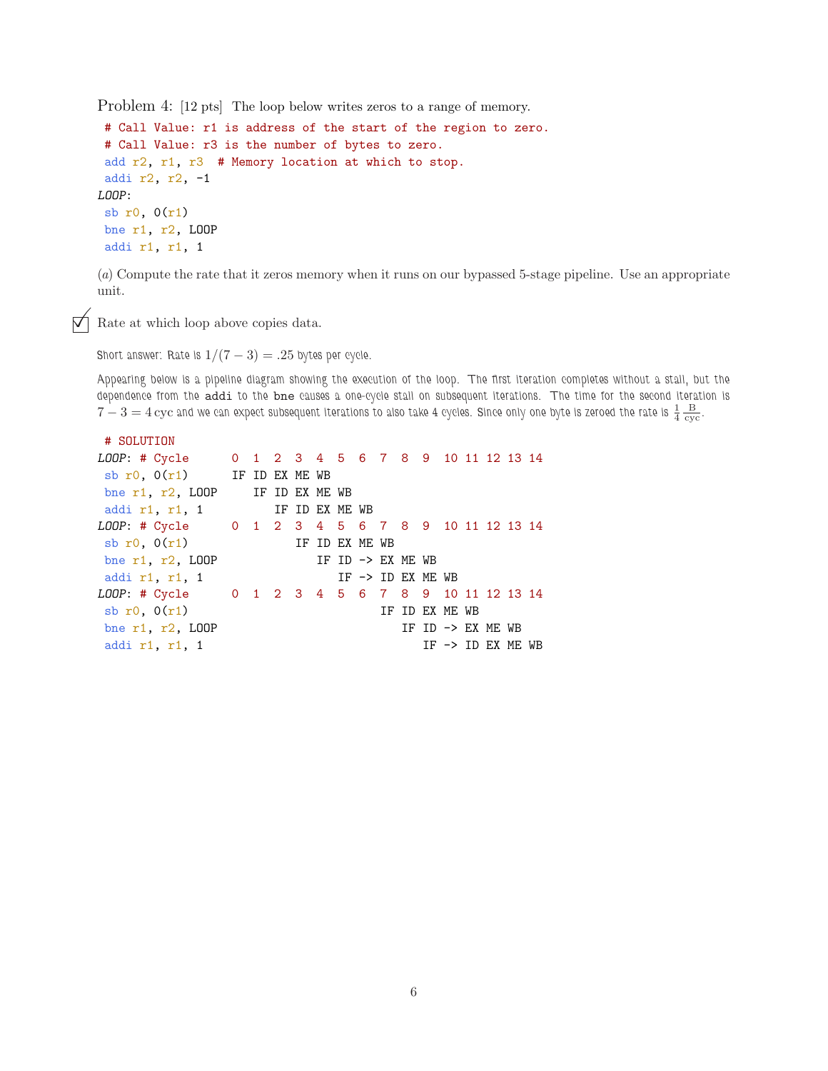Problem 4: [12 pts] The loop below writes zeros to a range of memory.

```
 # Call Value: r1 is address of the start of the region to zero.
 # Call Value: r3 is the number of bytes to zero.
 add r2, r1, r3  # Memory location at which to stop.
 addi r2, r2, -1
LOOP:
 sb r0, 0(r1)
 bne r1, r2, LOOP
 addi r1, r1, 1
```

(*a*) Compute the rate that it zeros memory when it runs on our bypassed 5-stage pipeline. Use an appropriate unit.

☑ Rate at which loop above copies data.

Short answer: Rate is $1/(7-3) = .25$ bytes per cycle.

Appearing below is a pipeline diagram showing the execution of the loop. The first iteration completes without a stall, but the dependence from the `addi` to the `bne` causes a one-cycle stall on subsequent iterations. The time for the second iteration is $7 - 3 = 4$ cyc and we can expect subsequent iterations to also take 4 cycles. Since only one byte is zeroed the rate is $\frac{1}{4}\,\frac{\text{B}}{\text{cyc}}$.

```
 # SOLUTION
LOOP: # Cycle      0  1  2  3  4  5  6  7  8  9  10 11 12 13 14
 sb r0, 0(r1)      IF ID EX ME WB
 bne r1, r2, LOOP     IF ID EX ME WB
 addi r1, r1, 1          IF ID EX ME WB
LOOP: # Cycle      0  1  2  3  4  5  6  7  8  9  10 11 12 13 14
 sb r0, 0(r1)               IF ID EX ME WB
 bne r1, r2, LOOP              IF ID -> EX ME WB
 addi r1, r1, 1                   IF -> ID EX ME WB
LOOP: # Cycle      0  1  2  3  4  5  6  7  8  9  10 11 12 13 14
 sb r0, 0(r1)                           IF ID EX ME WB
 bne r1, r2, LOOP                          IF ID -> EX ME WB
 addi r1, r1, 1                               IF -> ID EX ME WB
```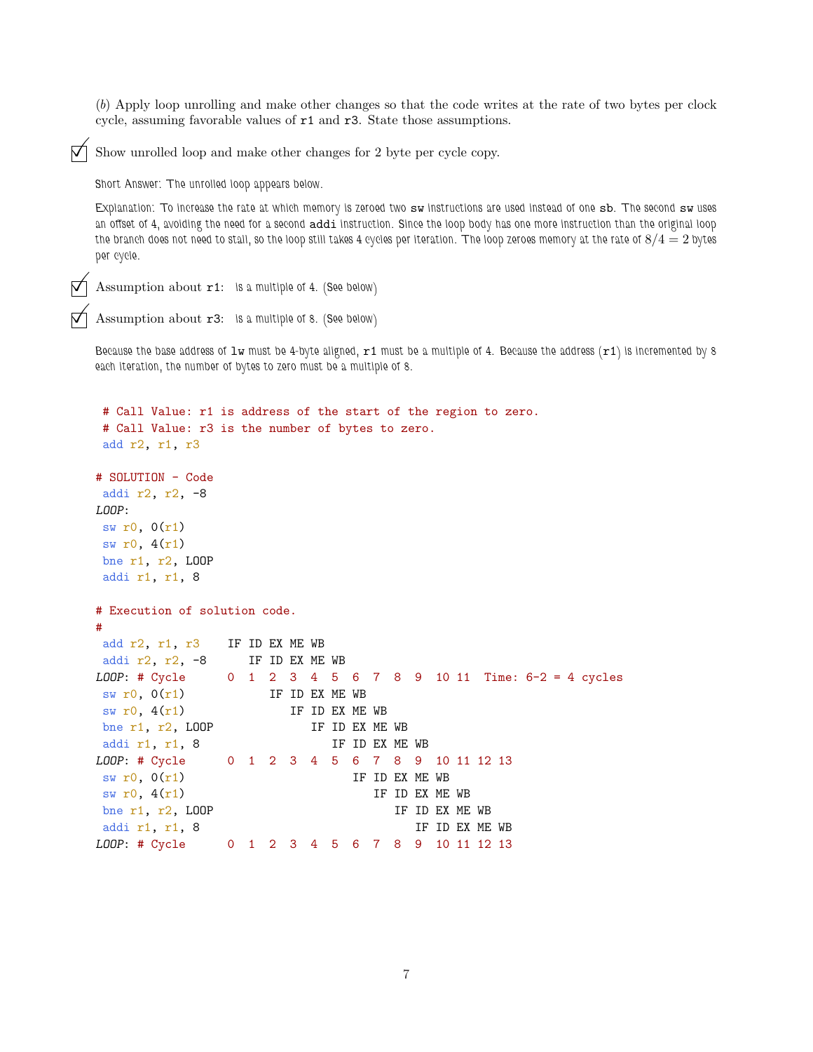(*b*) Apply loop unrolling and make other changes so that the code writes at the rate of two bytes per clock cycle, assuming favorable values of `r1` and `r3`. State those assumptions.

☑ Show unrolled loop and make other changes for 2 byte per cycle copy.

Short Answer: The unrolled loop appears below.

Explanation: To increase the rate at which memory is zeroed two `sw` instructions are used instead of one `sb`. The second `sw` uses an offset of 4, avoiding the need for a second `addi` instruction. Since the loop body has one more instruction than the original loop the branch does not need to stall, so the loop still takes 4 cycles per iteration. The loop zeroes memory at the rate of $8/4 = 2$ bytes per cycle.

☑ Assumption about `r1`: is a multiple of 4. (See below)

☑ Assumption about `r3`: is a multiple of 8. (See below)

Because the base address of `lw` must be 4-byte aligned, `r1` must be a multiple of 4. Because the address (`r1`) is incremented by 8 each iteration, the number of bytes to zero must be a multiple of 8.

```
 # Call Value: r1 is address of the start of the region to zero.
 # Call Value: r3 is the number of bytes to zero.
 add r2, r1, r3

# SOLUTION - Code
 addi r2, r2, -8
LOOP:
 sw r0, 0(r1)
 sw r0, 4(r1)
 bne r1, r2, LOOP
 addi r1, r1, 8

# Execution of solution code.
#
 add r2, r1, r3    IF ID EX ME WB
 addi r2, r2, -8      IF ID EX ME WB
LOOP: # Cycle      0  1  2  3  4  5  6  7  8  9  10 11  Time: 6-2 = 4 cycles
 sw r0, 0(r1)            IF ID EX ME WB
 sw r0, 4(r1)               IF ID EX ME WB
 bne r1, r2, LOOP              IF ID EX ME WB
 addi r1, r1, 8                   IF ID EX ME WB
LOOP: # Cycle      0  1  2  3  4  5  6  7  8  9  10 11 12 13
 sw r0, 0(r1)                        IF ID EX ME WB
 sw r0, 4(r1)                           IF ID EX ME WB
 bne r1, r2, LOOP                          IF ID EX ME WB
 addi r1, r1, 8                               IF ID EX ME WB
LOOP: # Cycle      0  1  2  3  4  5  6  7  8  9  10 11 12 13
```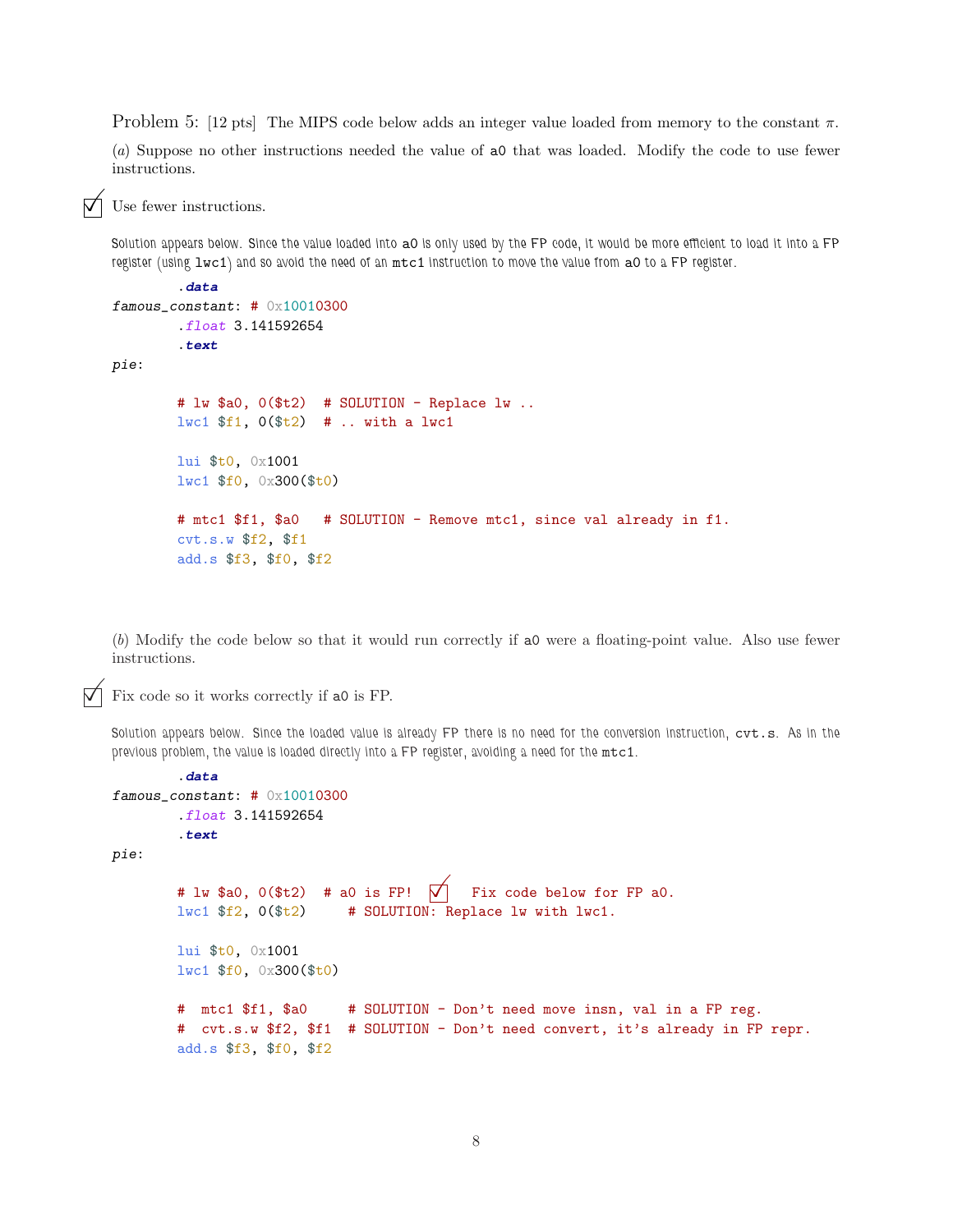Problem 5: [12 pts] The MIPS code below adds an integer value loaded from memory to the constant $\pi$.

(*a*) Suppose no other instructions needed the value of a0 that was loaded. Modify the code to use fewer instructions.

☑ Use fewer instructions.

Solution appears below. Since the value loaded into a0 is only used by the FP code, it would be more efficient to load it into a FP register (using `lwc1`) and so avoid the need of an `mtc1` instruction to move the value from a0 to a FP register.

```
        .data
famous_constant: # 0x10010300
        .float 3.141592654
        .text
pie:

        # lw $a0, 0($t2)  # SOLUTION - Replace lw ..
        lwc1 $f1, 0($t2)  # .. with a lwc1

        lui $t0, 0x1001
        lwc1 $f0, 0x300($t0)

        # mtc1 $f1, $a0   # SOLUTION - Remove mtc1, since val already in f1.
        cvt.s.w $f2, $f1
        add.s $f3, $f0, $f2
```

(*b*) Modify the code below so that it would run correctly if a0 were a floating-point value. Also use fewer instructions.

☑ Fix code so it works correctly if a0 is FP.

Solution appears below. Since the loaded value is already FP there is no need for the conversion instruction, `cvt.s`. As in the previous problem, the value is loaded directly into a FP register, avoiding a need for the `mtc1`.

```
        .data
famous_constant: # 0x10010300
        .float 3.141592654
        .text
pie:

        # lw $a0, 0($t2)  # a0 is FP!  ☑  Fix code below for FP a0.
        lwc1 $f2, 0($t2)     # SOLUTION: Replace lw with lwc1.

        lui $t0, 0x1001
        lwc1 $f0, 0x300($t0)

        #  mtc1 $f1, $a0     # SOLUTION - Don't need move insn, val in a FP reg.
        #  cvt.s.w $f2, $f1  # SOLUTION - Don't need convert, it's already in FP repr.
        add.s $f3, $f0, $f2
```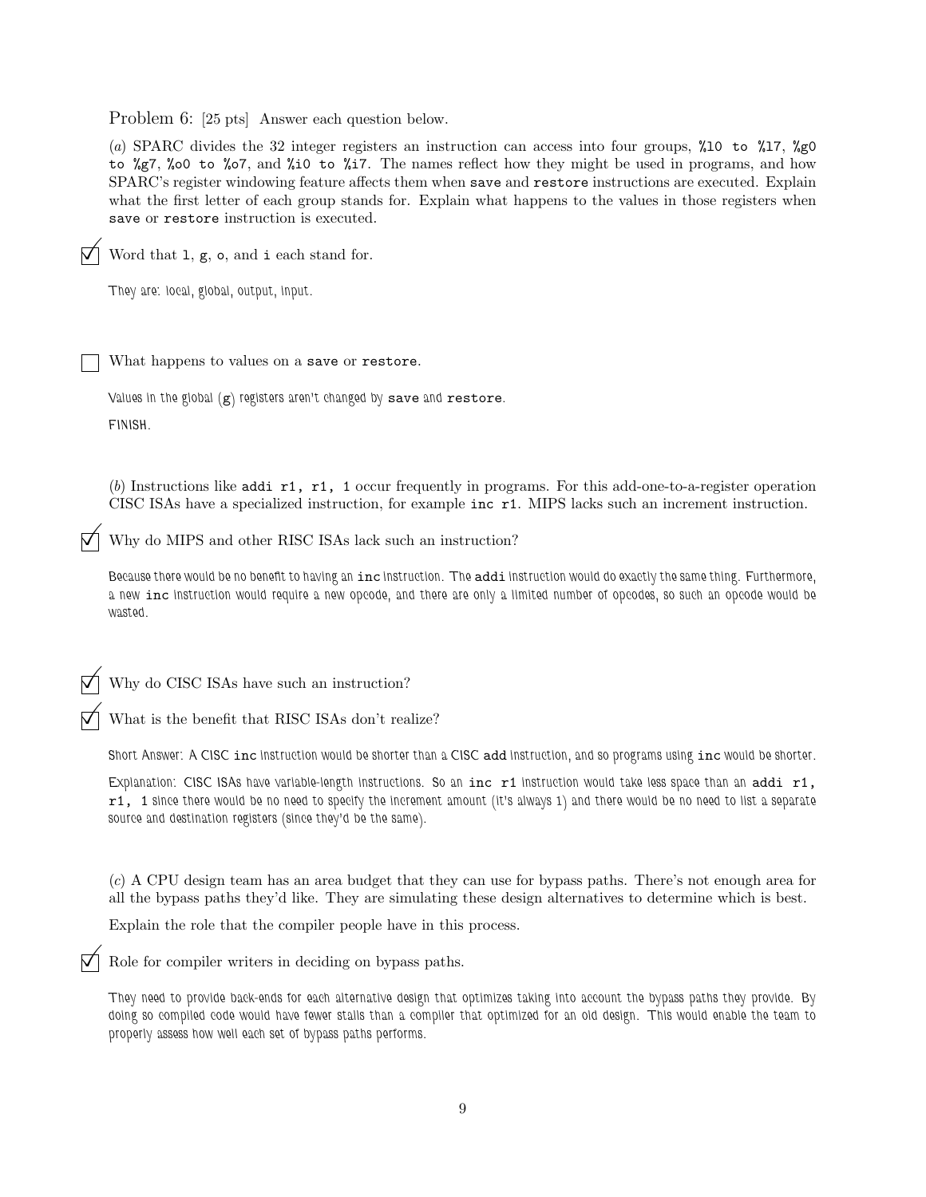Problem 6: [25 pts] Answer each question below.

(*a*) SPARC divides the 32 integer registers an instruction can access into four groups, `%l0 to %l7`, `%g0 to %g7`, `%o0 to %o7`, and `%i0 to %i7`. The names reflect how they might be used in programs, and how SPARC's register windowing feature affects them when `save` and `restore` instructions are executed. Explain what the first letter of each group stands for. Explain what happens to the values in those registers when `save` or `restore` instruction is executed.

☑ Word that `l`, `g`, `o`, and `i` each stand for.

*They are: local, global, output, input.*

☐ What happens to values on a `save` or `restore`.

*Values in the global (`g`) registers aren't changed by `save` and `restore`.*

*FINISH.*

(*b*) Instructions like `addi r1, r1, 1` occur frequently in programs. For this add-one-to-a-register operation CISC ISAs have a specialized instruction, for example `inc r1`. MIPS lacks such an increment instruction.

☑ Why do MIPS and other RISC ISAs lack such an instruction?

*Because there would be no benefit to having an `inc` instruction. The `addi` instruction would do exactly the same thing. Furthermore, a new `inc` instruction would require a new opcode, and there are only a limited number of opcodes, so such an opcode would be wasted.*

☑ Why do CISC ISAs have such an instruction?

☑ What is the benefit that RISC ISAs don't realize?

*Short Answer: A CISC `inc` instruction would be shorter than a CISC `add` instruction, and so programs using `inc` would be shorter.*

*Explanation: CISC ISAs have variable-length instructions. So an `inc r1` instruction would take less space than an `addi r1, r1, 1` since there would be no need to specify the increment amount (it's always 1) and there would be no need to list a separate source and destination registers (since they'd be the same).*

(*c*) A CPU design team has an area budget that they can use for bypass paths. There's not enough area for all the bypass paths they'd like. They are simulating these design alternatives to determine which is best.

Explain the role that the compiler people have in this process.

☑ Role for compiler writers in deciding on bypass paths.

*They need to provide back-ends for each alternative design that optimizes taking into account the bypass paths they provide. By doing so compiled code would have fewer stalls than a compiler that optimized for an old design. This would enable the team to properly assess how well each set of bypass paths performs.*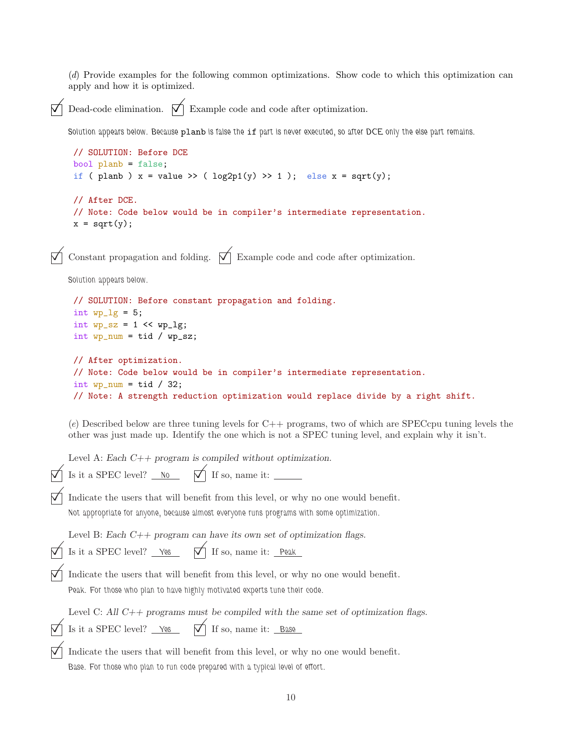(*d*) Provide examples for the following common optimizations. Show code to which this optimization can apply and how it is optimized.

☑ Dead-code elimination. ☑ Example code and code after optimization.

Solution appears below. Because `planb` is false the `if` part is never executed, so after DCE only the else part remains.

```
// SOLUTION: Before DCE
bool planb = false;
if ( planb ) x = value >> ( log2p1(y) >> 1 );  else x = sqrt(y);

// After DCE.
// Note: Code below would be in compiler's intermediate representation.
x = sqrt(y);
```

☑ Constant propagation and folding. ☑ Example code and code after optimization.

Solution appears below.

```
// SOLUTION: Before constant propagation and folding.
int wp_lg = 5;
int wp_sz = 1 << wp_lg;
int wp_num = tid / wp_sz;

// After optimization.
// Note: Code below would be in compiler's intermediate representation.
int wp_num = tid / 32;
// Note: A strength reduction optimization would replace divide by a right shift.
```

(*e*) Described below are three tuning levels for C++ programs, two of which are SPECcpu tuning levels the other was just made up. Identify the one which is not a SPEC tuning level, and explain why it isn't.

Level A: *Each C++ program is compiled without optimization.*

☑ Is it a SPEC level? No ☑ If so, name it: ______

☑ Indicate the users that will benefit from this level, or why no one would benefit.

Not appropriate for anyone, because almost everyone runs programs with some optimization.

Level B: *Each C++ program can have its own set of optimization flags.*

☑ Is it a SPEC level? Yes ☑ If so, name it: Peak

☑ Indicate the users that will benefit from this level, or why no one would benefit.

Peak. For those who plan to have highly motivated experts tune their code.

Level C: *All C++ programs must be compiled with the same set of optimization flags.*

☑ Is it a SPEC level? Yes ☑ If so, name it: Base

☑ Indicate the users that will benefit from this level, or why no one would benefit.

Base. For those who plan to run code prepared with a typical level of effort.